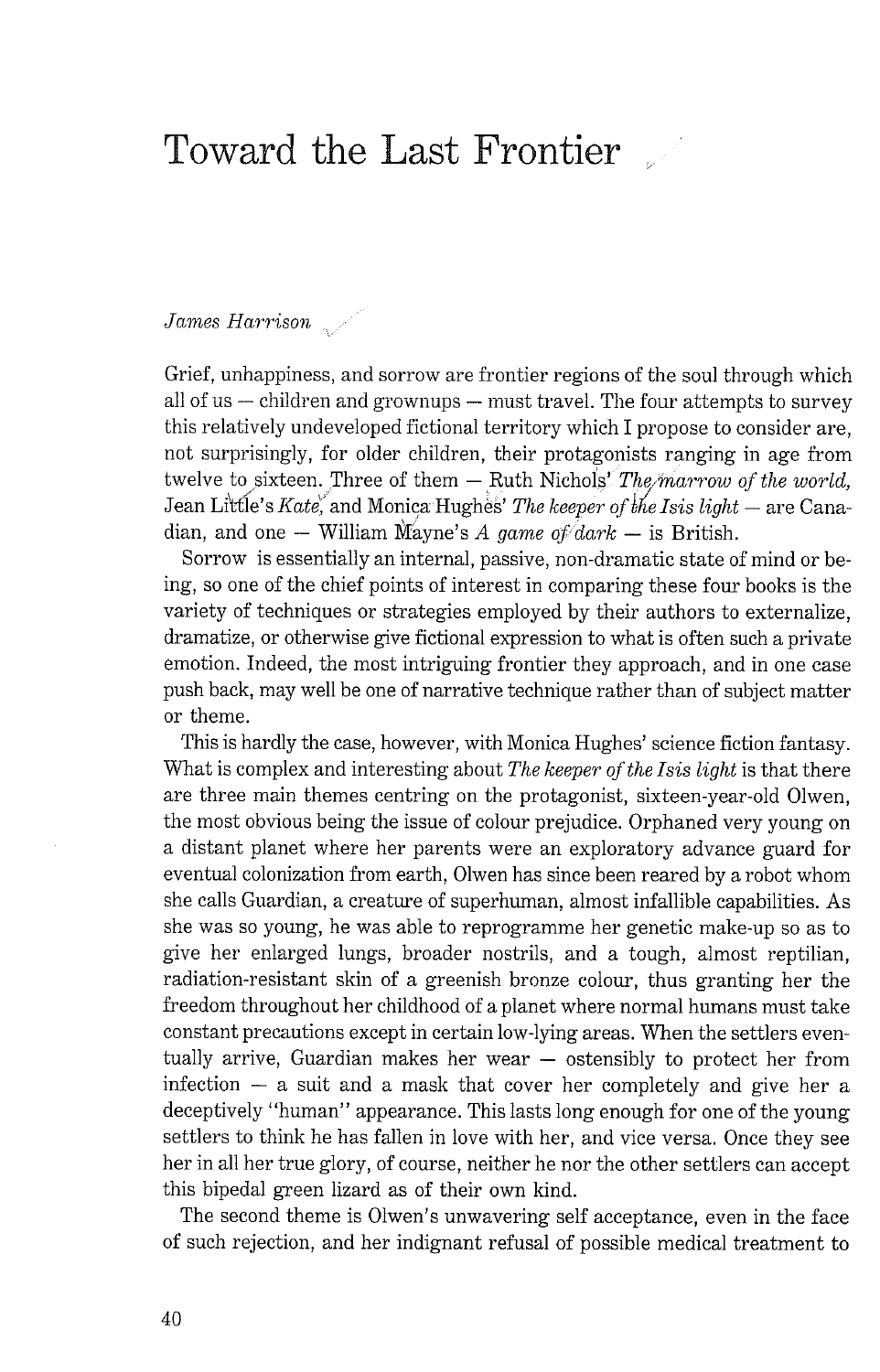# Toward the Last Frontier

*James Harrison*

Grief, unhappiness, and sorrow are frontier regions of the soul through which all of us — children and grownups — must travel. The four attempts to survey this relatively undeveloped fictional territory which I propose to consider are, not surprisingly, for older children, their protagonists ranging in age from twelve to sixteen. Three of them — Ruth Nichols' *The marrow of the world*, Jean Little's *Kate*, and Monica Hughes' *The keeper of the Isis light* — are Canadian, and one — William Mayne's *A game of dark* — is British.

Sorrow is essentially an internal, passive, non-dramatic state of mind or being, so one of the chief points of interest in comparing these four books is the variety of techniques or strategies employed by their authors to externalize, dramatize, or otherwise give fictional expression to what is often such a private emotion. Indeed, the most intriguing frontier they approach, and in one case push back, may well be one of narrative technique rather than of subject matter or theme.

This is hardly the case, however, with Monica Hughes' science fiction fantasy. What is complex and interesting about *The keeper of the Isis light* is that there are three main themes centring on the protagonist, sixteen-year-old Olwen, the most obvious being the issue of colour prejudice. Orphaned very young on a distant planet where her parents were an exploratory advance guard for eventual colonization from earth, Olwen has since been reared by a robot whom she calls Guardian, a creature of superhuman, almost infallible capabilities. As she was so young, he was able to reprogramme her genetic make-up so as to give her enlarged lungs, broader nostrils, and a tough, almost reptilian, radiation-resistant skin of a greenish bronze colour, thus granting her the freedom throughout her childhood of a planet where normal humans must take constant precautions except in certain low-lying areas. When the settlers eventually arrive, Guardian makes her wear — ostensibly to protect her from infection — a suit and a mask that cover her completely and give her a deceptively "human" appearance. This lasts long enough for one of the young settlers to think he has fallen in love with her, and vice versa. Once they see her in all her true glory, of course, neither he nor the other settlers can accept this bipedal green lizard as of their own kind.

The second theme is Olwen's unwavering self acceptance, even in the face of such rejection, and her indignant refusal of possible medical treatment to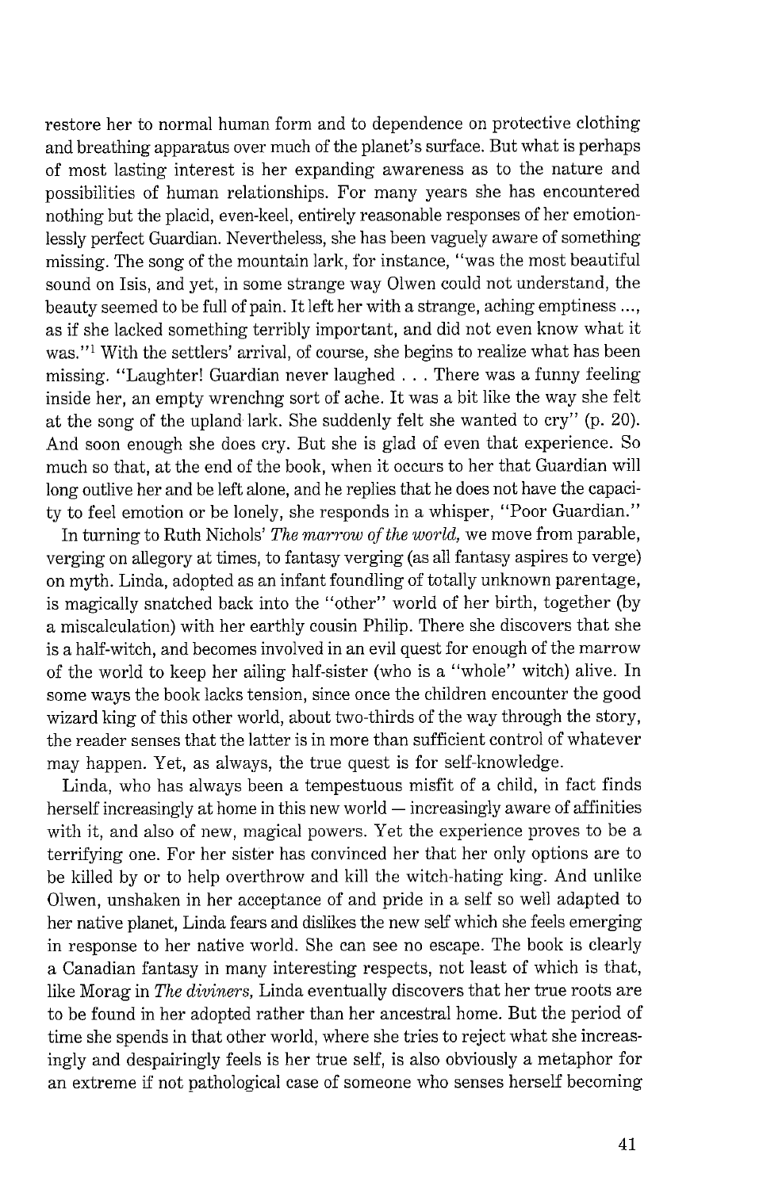restore her to normal human form and to dependence on protective clothing and breathing apparatus over much of the planet's surface. But what is perhaps of most lasting interest is her expanding awareness as to the nature and possibilities of human relationships. For many years she has encountered nothing but the placid, even-keel, entirely reasonable responses of her emotionlessly perfect Guardian. Nevertheless, she has been vaguely aware of something missing. The song of the mountain lark, for instance, "was the most beautiful sound on Isis, and yet, in some strange way Olwen could not understand, the beauty seemed to be full of pain. It left her with a strange, aching emptiness ..., as if she lacked something terribly important, and did not even know what it was."[1] With the settlers' arrival, of course, she begins to realize what has been missing. "Laughter! Guardian never laughed . . . There was a funny feeling inside her, an empty wrenchng sort of ache. It was a bit like the way she felt at the song of the upland lark. She suddenly felt she wanted to cry" (p. 20). And soon enough she does cry. But she is glad of even that experience. So much so that, at the end of the book, when it occurs to her that Guardian will long outlive her and be left alone, and he replies that he does not have the capacity to feel emotion or be lonely, she responds in a whisper, "Poor Guardian."

In turning to Ruth Nichols' *The marrow of the world,* we move from parable, verging on allegory at times, to fantasy verging (as all fantasy aspires to verge) on myth. Linda, adopted as an infant foundling of totally unknown parentage, is magically snatched back into the "other" world of her birth, together (by a miscalculation) with her earthly cousin Philip. There she discovers that she is a half-witch, and becomes involved in an evil quest for enough of the marrow of the world to keep her ailing half-sister (who is a "whole" witch) alive. In some ways the book lacks tension, since once the children encounter the good wizard king of this other world, about two-thirds of the way through the story, the reader senses that the latter is in more than sufficient control of whatever may happen. Yet, as always, the true quest is for self-knowledge.

Linda, who has always been a tempestuous misfit of a child, in fact finds herself increasingly at home in this new world — increasingly aware of affinities with it, and also of new, magical powers. Yet the experience proves to be a terrifying one. For her sister has convinced her that her only options are to be killed by or to help overthrow and kill the witch-hating king. And unlike Olwen, unshaken in her acceptance of and pride in a self so well adapted to her native planet, Linda fears and dislikes the new self which she feels emerging in response to her native world. She can see no escape. The book is clearly a Canadian fantasy in many interesting respects, not least of which is that, like Morag in *The diviners,* Linda eventually discovers that her true roots are to be found in her adopted rather than her ancestral home. But the period of time she spends in that other world, where she tries to reject what she increasingly and despairingly feels is her true self, is also obviously a metaphor for an extreme if not pathological case of someone who senses herself becoming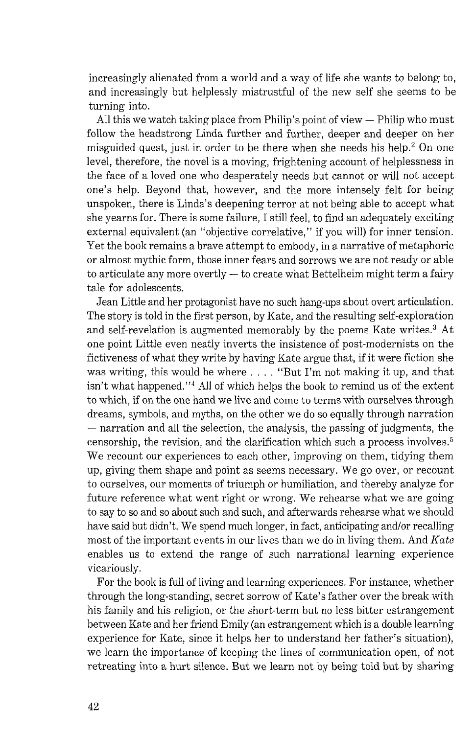increasingly alienated from a world and a way of life she wants to belong to, and increasingly but helplessly mistrustful of the new self she seems to be turning into.

All this we watch taking place from Philip's point of view — Philip who must follow the headstrong Linda further and further, deeper and deeper on her misguided quest, just in order to be there when she needs his help.[2] On one level, therefore, the novel is a moving, frightening account of helplessness in the face of a loved one who desperately needs but cannot or will not accept one's help. Beyond that, however, and the more intensely felt for being unspoken, there is Linda's deepening terror at not being able to accept what she yearns for. There is some failure, I still feel, to find an adequately exciting external equivalent (an "objective correlative," if you will) for inner tension. Yet the book remains a brave attempt to embody, in a narrative of metaphoric or almost mythic form, those inner fears and sorrows we are not ready or able to articulate any more overtly — to create what Bettelheim might term a fairy tale for adolescents.

Jean Little and her protagonist have no such hang-ups about overt articulation. The story is told in the first person, by Kate, and the resulting self-exploration and self-revelation is augmented memorably by the poems Kate writes.[3] At one point Little even neatly inverts the insistence of post-modernists on the fictiveness of what they write by having Kate argue that, if it were fiction she was writing, this would be where . . . . "But I'm not making it up, and that isn't what happened."[4] All of which helps the book to remind us of the extent to which, if on the one hand we live and come to terms with ourselves through dreams, symbols, and myths, on the other we do so equally through narration — narration and all the selection, the analysis, the passing of judgments, the censorship, the revision, and the clarification which such a process involves.[5] We recount our experiences to each other, improving on them, tidying them up, giving them shape and point as seems necessary. We go over, or recount to ourselves, our moments of triumph or humiliation, and thereby analyze for future reference what went right or wrong. We rehearse what we are going to say to so and so about such and such, and afterwards rehearse what we should have said but didn't. We spend much longer, in fact, anticipating and/or recalling most of the important events in our lives than we do in living them. And *Kate* enables us to extend the range of such narrational learning experience vicariously.

For the book is full of living and learning experiences. For instance, whether through the long-standing, secret sorrow of Kate's father over the break with his family and his religion, or the short-term but no less bitter estrangement between Kate and her friend Emily (an estrangement which is a double learning experience for Kate, since it helps her to understand her father's situation), we learn the importance of keeping the lines of communication open, of not retreating into a hurt silence. But we learn not by being told but by sharing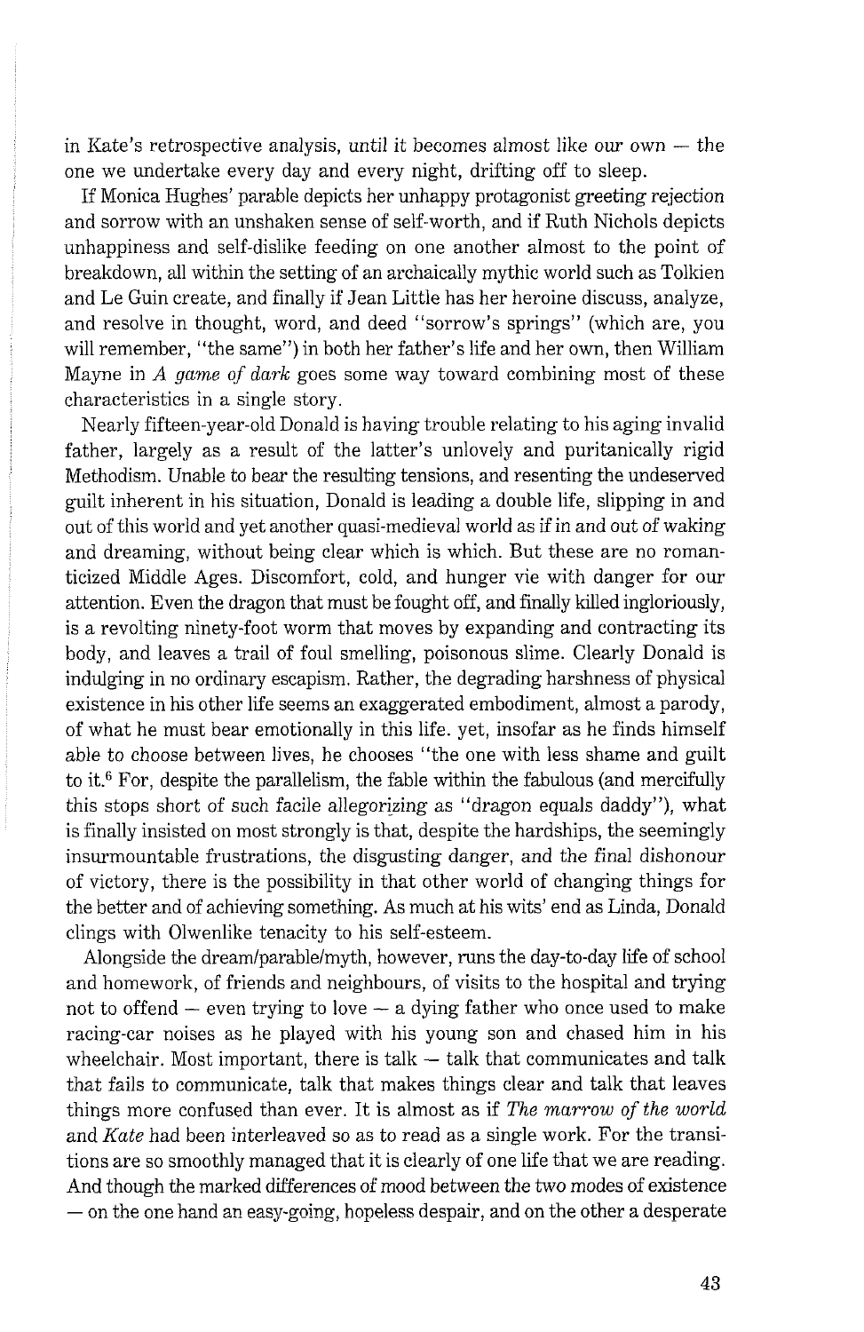in Kate's retrospective analysis, until it becomes almost like our own — the one we undertake every day and every night, drifting off to sleep.

If Monica Hughes' parable depicts her unhappy protagonist greeting rejection and sorrow with an unshaken sense of self-worth, and if Ruth Nichols depicts unhappiness and self-dislike feeding on one another almost to the point of breakdown, all within the setting of an archaically mythic world such as Tolkien and Le Guin create, and finally if Jean Little has her heroine discuss, analyze, and resolve in thought, word, and deed "sorrow's springs" (which are, you will remember, "the same") in both her father's life and her own, then William Mayne in *A game of dark* goes some way toward combining most of these characteristics in a single story.

Nearly fifteen-year-old Donald is having trouble relating to his aging invalid father, largely as a result of the latter's unlovely and puritanically rigid Methodism. Unable to bear the resulting tensions, and resenting the undeserved guilt inherent in his situation, Donald is leading a double life, slipping in and out of this world and yet another quasi-medieval world as if in and out of waking and dreaming, without being clear which is which. But these are no romanticized Middle Ages. Discomfort, cold, and hunger vie with danger for our attention. Even the dragon that must be fought off, and finally killed ingloriously, is a revolting ninety-foot worm that moves by expanding and contracting its body, and leaves a trail of foul smelling, poisonous slime. Clearly Donald is indulging in no ordinary escapism. Rather, the degrading harshness of physical existence in his other life seems an exaggerated embodiment, almost a parody, of what he must bear emotionally in this life. yet, insofar as he finds himself able to choose between lives, he chooses "the one with less shame and guilt to it.[6] For, despite the parallelism, the fable within the fabulous (and mercifully this stops short of such facile allegorizing as "dragon equals daddy"), what is finally insisted on most strongly is that, despite the hardships, the seemingly insurmountable frustrations, the disgusting danger, and the final dishonour of victory, there is the possibility in that other world of changing things for the better and of achieving something. As much at his wits' end as Linda, Donald clings with Olwenlike tenacity to his self-esteem.

Alongside the dream/parable/myth, however, runs the day-to-day life of school and homework, of friends and neighbours, of visits to the hospital and trying not to offend — even trying to love — a dying father who once used to make racing-car noises as he played with his young son and chased him in his wheelchair. Most important, there is talk — talk that communicates and talk that fails to communicate, talk that makes things clear and talk that leaves things more confused than ever. It is almost as if *The marrow of the world* and *Kate* had been interleaved so as to read as a single work. For the transitions are so smoothly managed that it is clearly of one life that we are reading. And though the marked differences of mood between the two modes of existence — on the one hand an easy-going, hopeless despair, and on the other a desperate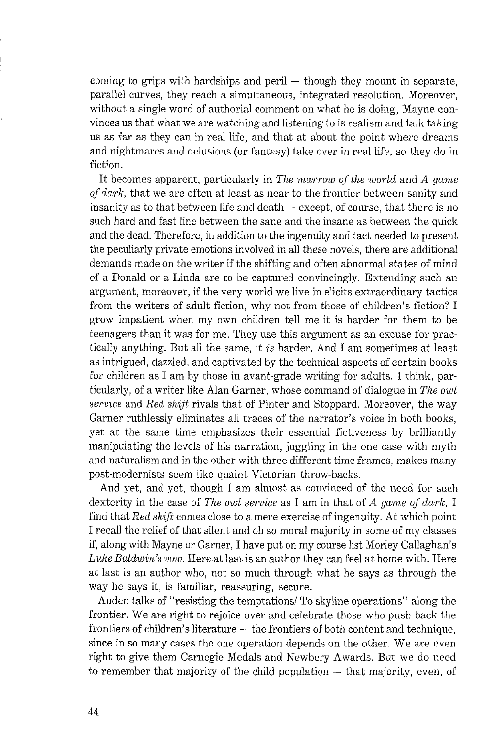coming to grips with hardships and peril — though they mount in separate, parallel curves, they reach a simultaneous, integrated resolution. Moreover, without a single word of authorial comment on what he is doing, Mayne convinces us that what we are watching and listening to is realism and talk taking us as far as they can in real life, and that at about the point where dreams and nightmares and delusions (or fantasy) take over in real life, so they do in fiction.

It becomes apparent, particularly in *The marrow of the world* and *A game of dark*, that we are often at least as near to the frontier between sanity and insanity as to that between life and death — except, of course, that there is no such hard and fast line between the sane and the insane as between the quick and the dead. Therefore, in addition to the ingenuity and tact needed to present the peculiarly private emotions involved in all these novels, there are additional demands made on the writer if the shifting and often abnormal states of mind of a Donald or a Linda are to be captured convincingly. Extending such an argument, moreover, if the very world we live in elicits extraordinary tactics from the writers of adult fiction, why not from those of children's fiction? I grow impatient when my own children tell me it is harder for them to be teenagers than it was for me. They use this argument as an excuse for practically anything. But all the same, it *is* harder. And I am sometimes at least as intrigued, dazzled, and captivated by the technical aspects of certain books for children as I am by those in avant-grade writing for adults. I think, particularly, of a writer like Alan Garner, whose command of dialogue in *The owl service* and *Red shift* rivals that of Pinter and Stoppard. Moreover, the way Garner ruthlessly eliminates all traces of the narrator's voice in both books, yet at the same time emphasizes their essential fictiveness by brilliantly manipulating the levels of his narration, juggling in the one case with myth and naturalism and in the other with three different time frames, makes many post-modernists seem like quaint Victorian throw-backs.

And yet, and yet, though I am almost as convinced of the need for such dexterity in the case of *The owl service* as I am in that of *A game of dark*, I find that *Red shift* comes close to a mere exercise of ingenuity. At which point I recall the relief of that silent and oh so moral majority in some of my classes if, along with Mayne or Garner, I have put on my course list Morley Callaghan's *Luke Baldwin's vow*. Here at last is an author they can feel at home with. Here at last is an author who, not so much through what he says as through the way he says it, is familiar, reassuring, secure.

Auden talks of "resisting the temptations/ To skyline operations" along the frontier. We are right to rejoice over and celebrate those who push back the frontiers of children's literature — the frontiers of both content and technique, since in so many cases the one operation depends on the other. We are even right to give them Carnegie Medals and Newbery Awards. But we do need to remember that majority of the child population — that majority, even, of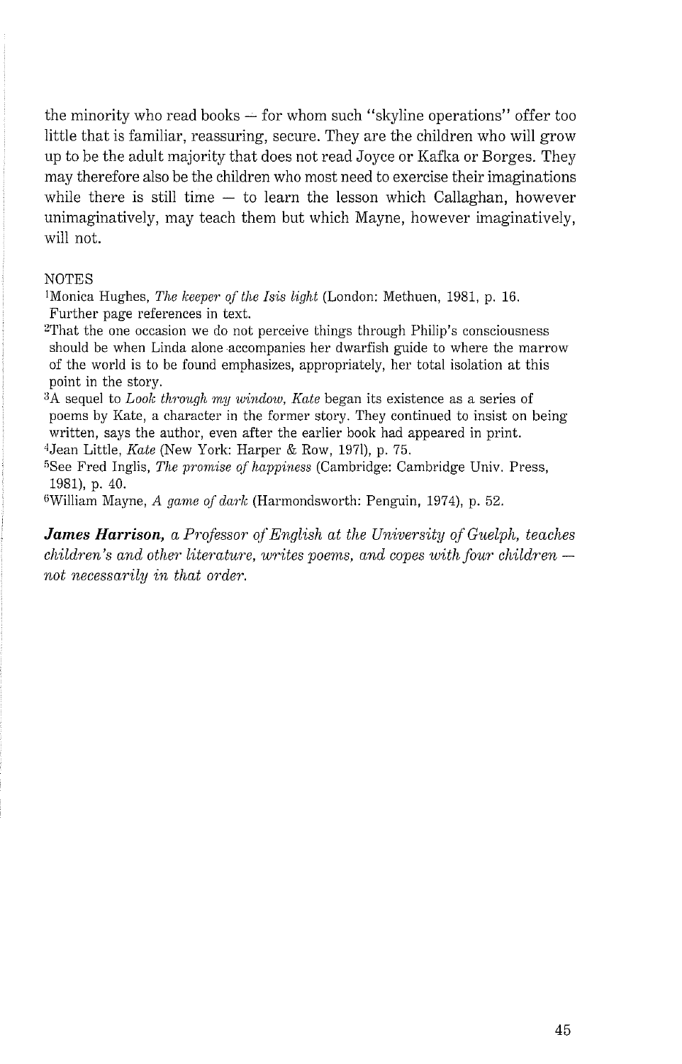the minority who read books — for whom such "skyline operations" offer too little that is familiar, reassuring, secure. They are the children who will grow up to be the adult majority that does not read Joyce or Kafka or Borges. They may therefore also be the children who most need to exercise their imaginations while there is still time — to learn the lesson which Callaghan, however unimaginatively, may teach them but which Mayne, however imaginatively, will not.

NOTES

[1]Monica Hughes, *The keeper of the Isis light* (London: Methuen, 1981, p. 16. Further page references in text.

[2]That the one occasion we do not perceive things through Philip's consciousness should be when Linda alone accompanies her dwarfish guide to where the marrow of the world is to be found emphasizes, appropriately, her total isolation at this point in the story.

[3]A sequel to *Look through my window, Kate* began its existence as a series of poems by Kate, a character in the former story. They continued to insist on being written, says the author, even after the earlier book had appeared in print.

[4]Jean Little, *Kate* (New York: Harper & Row, 197l), p. 75.

[5]See Fred Inglis, *The promise of happiness* (Cambridge: Cambridge Univ. Press, 1981), p. 40.

[6]William Mayne, *A game of dark* (Harmondsworth: Penguin, 1974), p. 52.

***James Harrison**, a Professor of English at the University of Guelph, teaches children's and other literature, writes poems, and copes with four children — not necessarily in that order.*